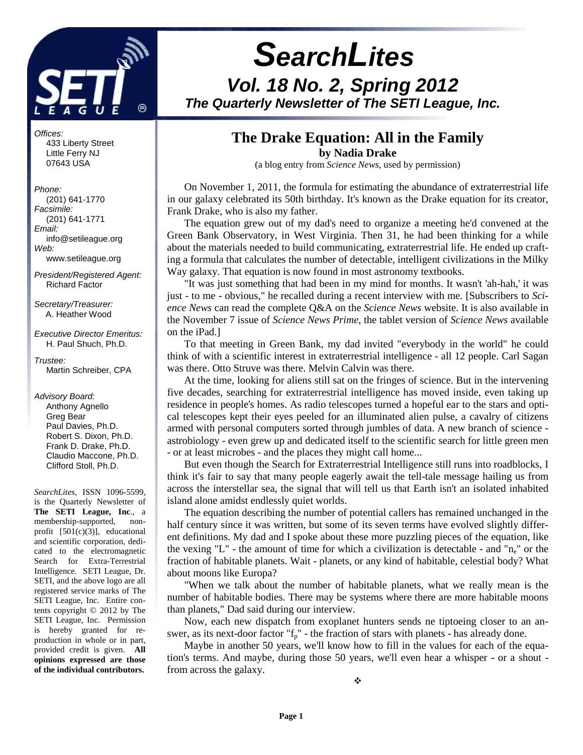# SearchLites

## Vol. 18 No. 2, Spring 2012

### The Quarterly Newsletter of The SETI League, Inc.

*Offices:*
433 Liberty Street
Little Ferry NJ
07643 USA

*Phone:*
(201) 641-1770
*Facsimile:*
(201) 641-1771
*Email:*
info@setileague.org
*Web:*
www.setileague.org

*President/Registered Agent:*
Richard Factor

*Secretary/Treasurer:*
A. Heather Wood

*Executive Director Emeritus:*
H. Paul Shuch, Ph.D.

*Trustee:*
Martin Schreiber, CPA

*Advisory Board:*
Anthony Agnello
Greg Bear
Paul Davies, Ph.D.
Robert S. Dixon, Ph.D.
Frank D. Drake, Ph.D.
Claudio Maccone, Ph.D.
Clifford Stoll, Ph.D.

*SearchLites*, ISSN 1096-5599, is the Quarterly Newsletter of **The SETI League, Inc**., a membership-supported, non-profit [501(c)(3)], educational and scientific corporation, dedicated to the electromagnetic Search for Extra-Terrestrial Intelligence. SETI League, Dr. SETI, and the above logo are all registered service marks of The SETI League, Inc. Entire contents copyright © 2012 by The SETI League, Inc. Permission is hereby granted for reproduction in whole or in part, provided credit is given. **All opinions expressed are those of the individual contributors.**

## The Drake Equation: All in the Family

**by Nadia Drake**

(a blog entry from *Science News*, used by permission)

On November 1, 2011, the formula for estimating the abundance of extraterrestrial life in our galaxy celebrated its 50th birthday. It's known as the Drake equation for its creator, Frank Drake, who is also my father.

The equation grew out of my dad's need to organize a meeting he'd convened at the Green Bank Observatory, in West Virginia. Then 31, he had been thinking for a while about the materials needed to build communicating, extraterrestrial life. He ended up crafting a formula that calculates the number of detectable, intelligent civilizations in the Milky Way galaxy. That equation is now found in most astronomy textbooks.

"It was just something that had been in my mind for months. It wasn't 'ah-hah,' it was just - to me - obvious," he recalled during a recent interview with me. [Subscribers to *Science News* can read the complete Q&A on the *Science News* website. It is also available in the November 7 issue of *Science News Prime*, the tablet version of *Science News* available on the iPad.]

To that meeting in Green Bank, my dad invited "everybody in the world" he could think of with a scientific interest in extraterrestrial intelligence - all 12 people. Carl Sagan was there. Otto Struve was there. Melvin Calvin was there.

At the time, looking for aliens still sat on the fringes of science. But in the intervening five decades, searching for extraterrestrial intelligence has moved inside, even taking up residence in people's homes. As radio telescopes turned a hopeful ear to the stars and optical telescopes kept their eyes peeled for an illuminated alien pulse, a cavalry of citizens armed with personal computers sorted through jumbles of data. A new branch of science - astrobiology - even grew up and dedicated itself to the scientific search for little green men - or at least microbes - and the places they might call home...

But even though the Search for Extraterrestrial Intelligence still runs into roadblocks, I think it's fair to say that many people eagerly await the tell-tale message hailing us from across the interstellar sea, the signal that will tell us that Earth isn't an isolated inhabited island alone amidst endlessly quiet worlds.

The equation describing the number of potential callers has remained unchanged in the half century since it was written, but some of its seven terms have evolved slightly different definitions. My dad and I spoke about these more puzzling pieces of the equation, like the vexing "L" - the amount of time for which a civilization is detectable - and "$n_e$" or the fraction of habitable planets. Wait - planets, or any kind of habitable, celestial body? What about moons like Europa?

"When we talk about the number of habitable planets, what we really mean is the number of habitable bodies. There may be systems where there are more habitable moons than planets," Dad said during our interview.

Now, each new dispatch from exoplanet hunters sends ne tiptoeing closer to an answer, as its next-door factor "$f_p$" - the fraction of stars with planets - has already done.

Maybe in another 50 years, we'll know how to fill in the values for each of the equation's terms. And maybe, during those 50 years, we'll even hear a whisper - or a shout - from across the galaxy.

❖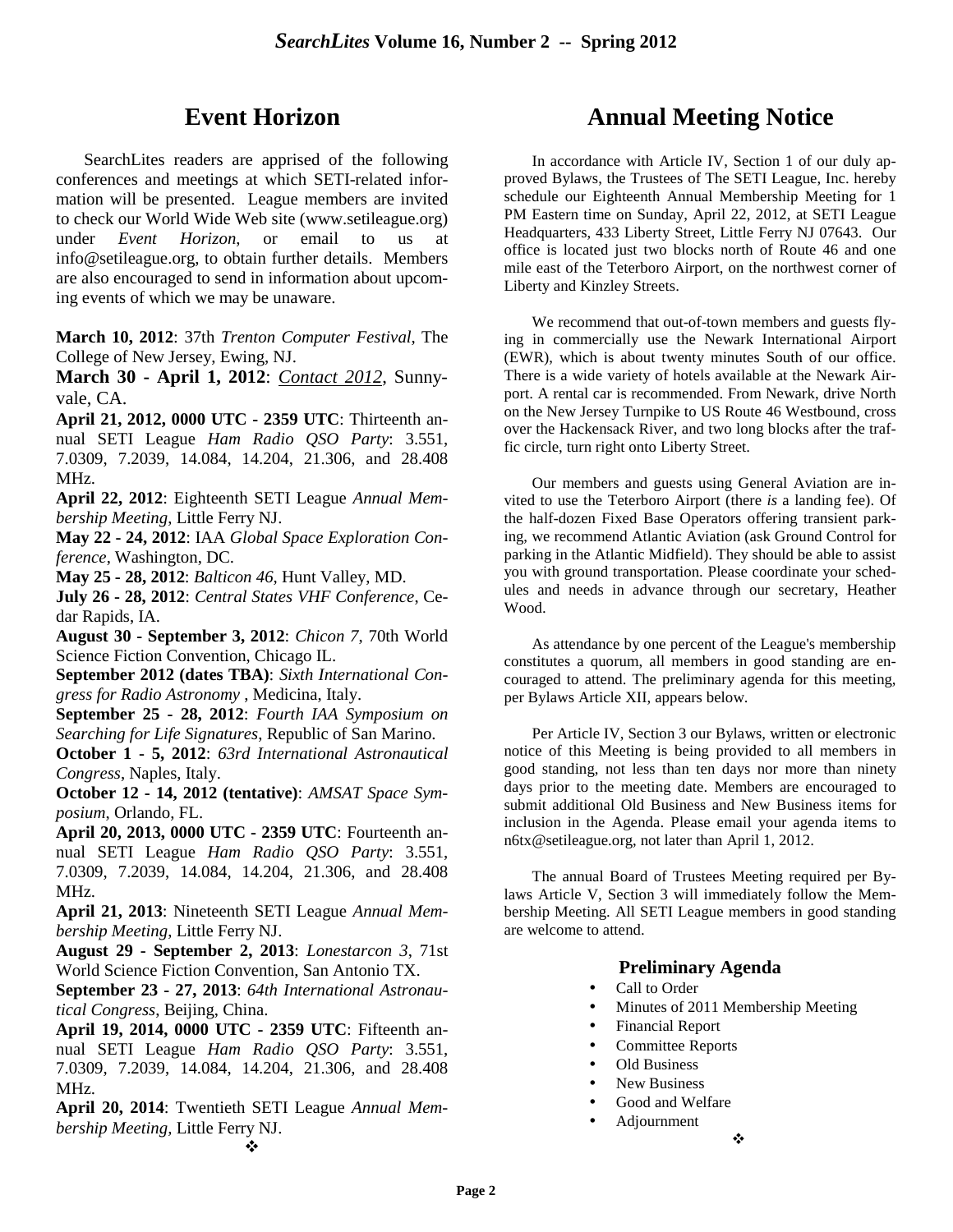## Event Horizon

SearchLites readers are apprised of the following conferences and meetings at which SETI-related information will be presented. League members are invited to check our World Wide Web site (www.setileague.org) under *Event Horizon*, or email to us at info@setileague.org, to obtain further details. Members are also encouraged to send in information about upcoming events of which we may be unaware.

**March 10, 2012**: 37th *Trenton Computer Festival*, The College of New Jersey, Ewing, NJ.

**March 30 - April 1, 2012**: *Contact 2012*, Sunnyvale, CA.

**April 21, 2012, 0000 UTC - 2359 UTC**: Thirteenth annual SETI League *Ham Radio QSO Party*: 3.551, 7.0309, 7.2039, 14.084, 14.204, 21.306, and 28.408 MHz.

**April 22, 2012**: Eighteenth SETI League *Annual Membership Meeting*, Little Ferry NJ.

**May 22 - 24, 2012**: IAA *Global Space Exploration Conference*, Washington, DC.

**May 25 - 28, 2012**: *Balticon 46*, Hunt Valley, MD.

**July 26 - 28, 2012**: *Central States VHF Conference*, Cedar Rapids, IA.

**August 30 - September 3, 2012**: *Chicon 7*, 70th World Science Fiction Convention, Chicago IL.

**September 2012 (dates TBA)**: *Sixth International Congress for Radio Astronomy* , Medicina, Italy.

**September 25 - 28, 2012**: *Fourth IAA Symposium on Searching for Life Signatures*, Republic of San Marino.

**October 1 - 5, 2012**: *63rd International Astronautical Congress*, Naples, Italy.

**October 12 - 14, 2012 (tentative)**: *AMSAT Space Symposium*, Orlando, FL.

**April 20, 2013, 0000 UTC - 2359 UTC**: Fourteenth annual SETI League *Ham Radio QSO Party*: 3.551, 7.0309, 7.2039, 14.084, 14.204, 21.306, and 28.408 MHz.

**April 21, 2013**: Nineteenth SETI League *Annual Membership Meeting*, Little Ferry NJ.

**August 29 - September 2, 2013**: *Lonestarcon 3*, 71st World Science Fiction Convention, San Antonio TX.

**September 23 - 27, 2013**: *64th International Astronautical Congress*, Beijing, China.

**April 19, 2014, 0000 UTC - 2359 UTC**: Fifteenth annual SETI League *Ham Radio QSO Party*: 3.551, 7.0309, 7.2039, 14.084, 14.204, 21.306, and 28.408 MHz.

**April 20, 2014**: Twentieth SETI League *Annual Membership Meeting*, Little Ferry NJ.

❖

## Annual Meeting Notice

In accordance with Article IV, Section 1 of our duly approved Bylaws, the Trustees of The SETI League, Inc. hereby schedule our Eighteenth Annual Membership Meeting for 1 PM Eastern time on Sunday, April 22, 2012, at SETI League Headquarters, 433 Liberty Street, Little Ferry NJ 07643. Our office is located just two blocks north of Route 46 and one mile east of the Teterboro Airport, on the northwest corner of Liberty and Kinzley Streets.

We recommend that out-of-town members and guests flying in commercially use the Newark International Airport (EWR), which is about twenty minutes South of our office. There is a wide variety of hotels available at the Newark Airport. A rental car is recommended. From Newark, drive North on the New Jersey Turnpike to US Route 46 Westbound, cross over the Hackensack River, and two long blocks after the traffic circle, turn right onto Liberty Street.

Our members and guests using General Aviation are invited to use the Teterboro Airport (there *is* a landing fee). Of the half-dozen Fixed Base Operators offering transient parking, we recommend Atlantic Aviation (ask Ground Control for parking in the Atlantic Midfield). They should be able to assist you with ground transportation. Please coordinate your schedules and needs in advance through our secretary, Heather Wood.

As attendance by one percent of the League's membership constitutes a quorum, all members in good standing are encouraged to attend. The preliminary agenda for this meeting, per Bylaws Article XII, appears below.

Per Article IV, Section 3 our Bylaws, written or electronic notice of this Meeting is being provided to all members in good standing, not less than ten days nor more than ninety days prior to the meeting date. Members are encouraged to submit additional Old Business and New Business items for inclusion in the Agenda. Please email your agenda items to n6tx@setileague.org, not later than April 1, 2012.

The annual Board of Trustees Meeting required per Bylaws Article V, Section 3 will immediately follow the Membership Meeting. All SETI League members in good standing are welcome to attend.

### Preliminary Agenda

- Call to Order
- Minutes of 2011 Membership Meeting
- Financial Report
- Committee Reports
- Old Business
- New Business
- Good and Welfare
- Adjournment

❖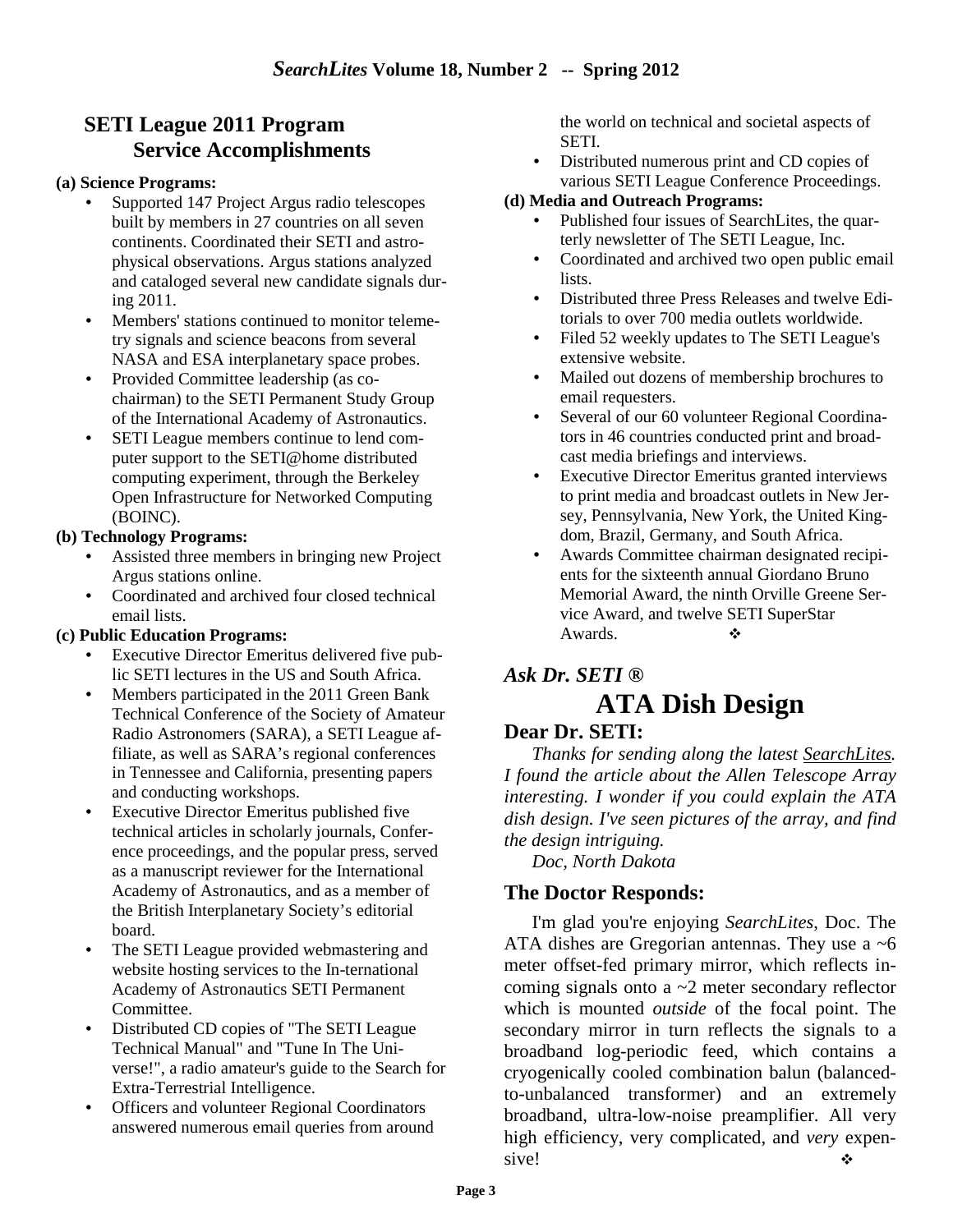## SETI League 2011 Program Service Accomplishments

**(a) Science Programs:**

- Supported 147 Project Argus radio telescopes built by members in 27 countries on all seven continents. Coordinated their SETI and astrophysical observations. Argus stations analyzed and cataloged several new candidate signals during 2011.
- Members' stations continued to monitor telemetry signals and science beacons from several NASA and ESA interplanetary space probes.
- Provided Committee leadership (as co-chairman) to the SETI Permanent Study Group of the International Academy of Astronautics.
- SETI League members continue to lend computer support to the SETI@home distributed computing experiment, through the Berkeley Open Infrastructure for Networked Computing (BOINC).

**(b) Technology Programs:**

- Assisted three members in bringing new Project Argus stations online.
- Coordinated and archived four closed technical email lists.

**(c) Public Education Programs:**

- Executive Director Emeritus delivered five public SETI lectures in the US and South Africa.
- Members participated in the 2011 Green Bank Technical Conference of the Society of Amateur Radio Astronomers (SARA), a SETI League affiliate, as well as SARA's regional conferences in Tennessee and California, presenting papers and conducting workshops.
- Executive Director Emeritus published five technical articles in scholarly journals, Conference proceedings, and the popular press, served as a manuscript reviewer for the International Academy of Astronautics, and as a member of the British Interplanetary Society's editorial board.
- The SETI League provided webmastering and website hosting services to the In-ternational Academy of Astronautics SETI Permanent Committee.
- Distributed CD copies of "The SETI League Technical Manual" and "Tune In The Universe!", a radio amateur's guide to the Search for Extra-Terrestrial Intelligence.
- Officers and volunteer Regional Coordinators answered numerous email queries from around the world on technical and societal aspects of SETI.
- Distributed numerous print and CD copies of various SETI League Conference Proceedings.

**(d) Media and Outreach Programs:**

- Published four issues of SearchLites, the quarterly newsletter of The SETI League, Inc.
- Coordinated and archived two open public email lists.
- Distributed three Press Releases and twelve Editorials to over 700 media outlets worldwide.
- Filed 52 weekly updates to The SETI League's extensive website.
- Mailed out dozens of membership brochures to email requesters.
- Several of our 60 volunteer Regional Coordinators in 46 countries conducted print and broadcast media briefings and interviews.
- Executive Director Emeritus granted interviews to print media and broadcast outlets in New Jersey, Pennsylvania, New York, the United Kingdom, Brazil, Germany, and South Africa.
- Awards Committee chairman designated recipients for the sixteenth annual Giordano Bruno Memorial Award, the ninth Orville Greene Service Award, and twelve SETI SuperStar Awards. ❖

### *Ask Dr. SETI ®*

# ATA Dish Design

### Dear Dr. SETI:

*Thanks for sending along the latest SearchLites. I found the article about the Allen Telescope Array interesting. I wonder if you could explain the ATA dish design. I've seen pictures of the array, and find the design intriguing.*

*Doc, North Dakota*

### The Doctor Responds:

I'm glad you're enjoying *SearchLites*, Doc. The ATA dishes are Gregorian antennas. They use a ~6 meter offset-fed primary mirror, which reflects incoming signals onto a ~2 meter secondary reflector which is mounted *outside* of the focal point. The secondary mirror in turn reflects the signals to a broadband log-periodic feed, which contains a cryogenically cooled combination balun (balanced-to-unbalanced transformer) and an extremely broadband, ultra-low-noise preamplifier. All very high efficiency, very complicated, and *very* expensive! ❖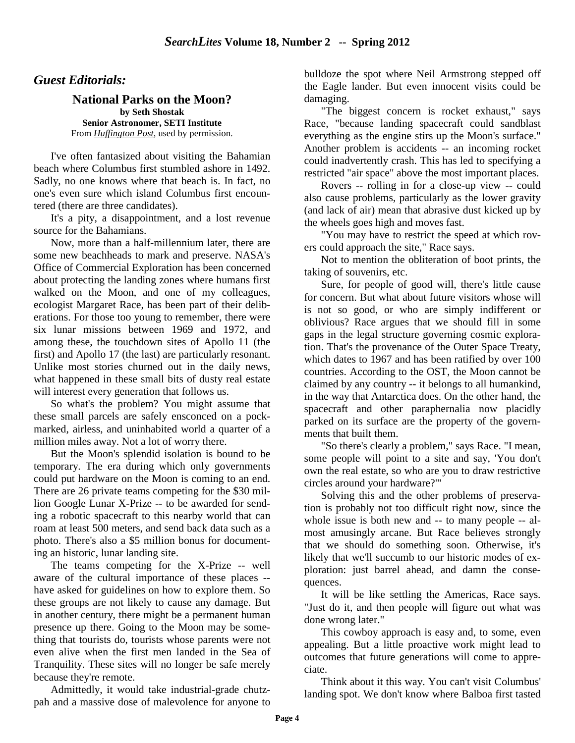## *Guest Editorials:*

### National Parks on the Moon?

**by Seth Shostak**
**Senior Astronomer, SETI Institute**
From *Huffington Post*, used by permission.

I've often fantasized about visiting the Bahamian beach where Columbus first stumbled ashore in 1492. Sadly, no one knows where that beach is. In fact, no one's even sure which island Columbus first encountered (there are three candidates).

It's a pity, a disappointment, and a lost revenue source for the Bahamians.

Now, more than a half-millennium later, there are some new beachheads to mark and preserve. NASA's Office of Commercial Exploration has been concerned about protecting the landing zones where humans first walked on the Moon, and one of my colleagues, ecologist Margaret Race, has been part of their deliberations. For those too young to remember, there were six lunar missions between 1969 and 1972, and among these, the touchdown sites of Apollo 11 (the first) and Apollo 17 (the last) are particularly resonant. Unlike most stories churned out in the daily news, what happened in these small bits of dusty real estate will interest every generation that follows us.

So what's the problem? You might assume that these small parcels are safely ensconced on a pockmarked, airless, and uninhabited world a quarter of a million miles away. Not a lot of worry there.

But the Moon's splendid isolation is bound to be temporary. The era during which only governments could put hardware on the Moon is coming to an end. There are 26 private teams competing for the $30 million Google Lunar X-Prize -- to be awarded for sending a robotic spacecraft to this nearby world that can roam at least 500 meters, and send back data such as a photo. There's also a $5 million bonus for documenting an historic, lunar landing site.

The teams competing for the X-Prize -- well aware of the cultural importance of these places -- have asked for guidelines on how to explore them. So these groups are not likely to cause any damage. But in another century, there might be a permanent human presence up there. Going to the Moon may be something that tourists do, tourists whose parents were not even alive when the first men landed in the Sea of Tranquility. These sites will no longer be safe merely because they're remote.

Admittedly, it would take industrial-grade chutzpah and a massive dose of malevolence for anyone to bulldoze the spot where Neil Armstrong stepped off the Eagle lander. But even innocent visits could be damaging.

"The biggest concern is rocket exhaust," says Race, "because landing spacecraft could sandblast everything as the engine stirs up the Moon's surface." Another problem is accidents -- an incoming rocket could inadvertently crash. This has led to specifying a restricted "air space" above the most important places.

Rovers -- rolling in for a close-up view -- could also cause problems, particularly as the lower gravity (and lack of air) mean that abrasive dust kicked up by the wheels goes high and moves fast.

"You may have to restrict the speed at which rovers could approach the site," Race says.

Not to mention the obliteration of boot prints, the taking of souvenirs, etc.

Sure, for people of good will, there's little cause for concern. But what about future visitors whose will is not so good, or who are simply indifferent or oblivious? Race argues that we should fill in some gaps in the legal structure governing cosmic exploration. That's the provenance of the Outer Space Treaty, which dates to 1967 and has been ratified by over 100 countries. According to the OST, the Moon cannot be claimed by any country -- it belongs to all humankind, in the way that Antarctica does. On the other hand, the spacecraft and other paraphernalia now placidly parked on its surface are the property of the governments that built them.

"So there's clearly a problem," says Race. "I mean, some people will point to a site and say, 'You don't own the real estate, so who are you to draw restrictive circles around your hardware?'"

Solving this and the other problems of preservation is probably not too difficult right now, since the whole issue is both new and -- to many people -- almost amusingly arcane. But Race believes strongly that we should do something soon. Otherwise, it's likely that we'll succumb to our historic modes of exploration: just barrel ahead, and damn the consequences.

It will be like settling the Americas, Race says. "Just do it, and then people will figure out what was done wrong later."

This cowboy approach is easy and, to some, even appealing. But a little proactive work might lead to outcomes that future generations will come to appreciate.

Think about it this way. You can't visit Columbus' landing spot. We don't know where Balboa first tasted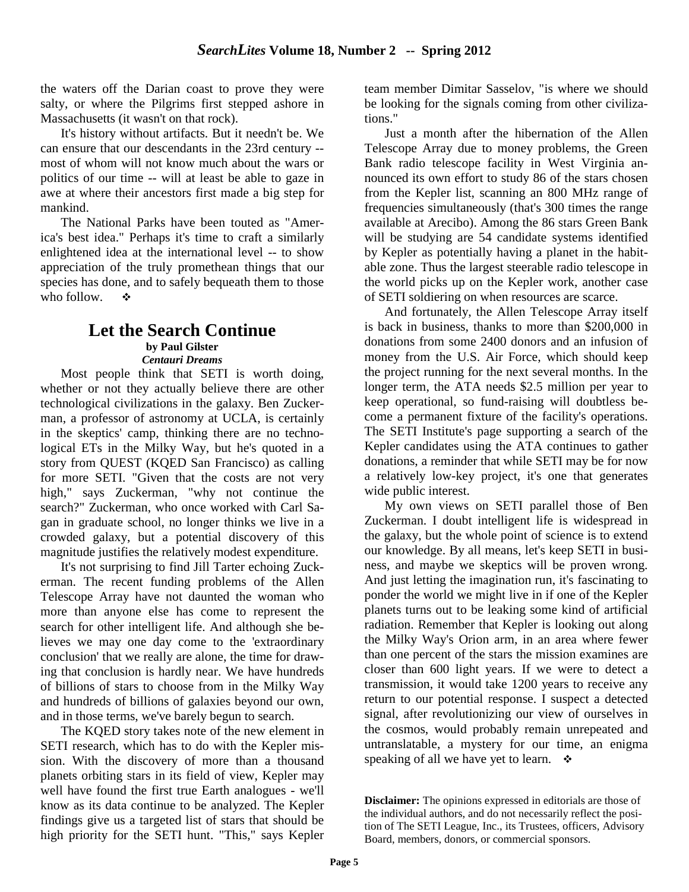the waters off the Darian coast to prove they were salty, or where the Pilgrims first stepped ashore in Massachusetts (it wasn't on that rock).

It's history without artifacts. But it needn't be. We can ensure that our descendants in the 23rd century -- most of whom will not know much about the wars or politics of our time -- will at least be able to gaze in awe at where their ancestors first made a big step for mankind.

The National Parks have been touted as "America's best idea." Perhaps it's time to craft a similarly enlightened idea at the international level -- to show appreciation of the truly promethean things that our species has done, and to safely bequeath them to those who follow. ❖

## Let the Search Continue

**by Paul Gilster**
***Centauri Dreams***

Most people think that SETI is worth doing, whether or not they actually believe there are other technological civilizations in the galaxy. Ben Zuckerman, a professor of astronomy at UCLA, is certainly in the skeptics' camp, thinking there are no technological ETs in the Milky Way, but he's quoted in a story from QUEST (KQED San Francisco) as calling for more SETI. "Given that the costs are not very high," says Zuckerman, "why not continue the search?" Zuckerman, who once worked with Carl Sagan in graduate school, no longer thinks we live in a crowded galaxy, but a potential discovery of this magnitude justifies the relatively modest expenditure.

It's not surprising to find Jill Tarter echoing Zuckerman. The recent funding problems of the Allen Telescope Array have not daunted the woman who more than anyone else has come to represent the search for other intelligent life. And although she believes we may one day come to the 'extraordinary conclusion' that we really are alone, the time for drawing that conclusion is hardly near. We have hundreds of billions of stars to choose from in the Milky Way and hundreds of billions of galaxies beyond our own, and in those terms, we've barely begun to search.

The KQED story takes note of the new element in SETI research, which has to do with the Kepler mission. With the discovery of more than a thousand planets orbiting stars in its field of view, Kepler may well have found the first true Earth analogues - we'll know as its data continue to be analyzed. The Kepler findings give us a targeted list of stars that should be high priority for the SETI hunt. "This," says Kepler team member Dimitar Sasselov, "is where we should be looking for the signals coming from other civilizations."

Just a month after the hibernation of the Allen Telescope Array due to money problems, the Green Bank radio telescope facility in West Virginia announced its own effort to study 86 of the stars chosen from the Kepler list, scanning an 800 MHz range of frequencies simultaneously (that's 300 times the range available at Arecibo). Among the 86 stars Green Bank will be studying are 54 candidate systems identified by Kepler as potentially having a planet in the habitable zone. Thus the largest steerable radio telescope in the world picks up on the Kepler work, another case of SETI soldiering on when resources are scarce.

And fortunately, the Allen Telescope Array itself is back in business, thanks to more than $200,000 in donations from some 2400 donors and an infusion of money from the U.S. Air Force, which should keep the project running for the next several months. In the longer term, the ATA needs $2.5 million per year to keep operational, so fund-raising will doubtless become a permanent fixture of the facility's operations. The SETI Institute's page supporting a search of the Kepler candidates using the ATA continues to gather donations, a reminder that while SETI may be for now a relatively low-key project, it's one that generates wide public interest.

My own views on SETI parallel those of Ben Zuckerman. I doubt intelligent life is widespread in the galaxy, but the whole point of science is to extend our knowledge. By all means, let's keep SETI in business, and maybe we skeptics will be proven wrong. And just letting the imagination run, it's fascinating to ponder the world we might live in if one of the Kepler planets turns out to be leaking some kind of artificial radiation. Remember that Kepler is looking out along the Milky Way's Orion arm, in an area where fewer than one percent of the stars the mission examines are closer than 600 light years. If we were to detect a transmission, it would take 1200 years to receive any return to our potential response. I suspect a detected signal, after revolutionizing our view of ourselves in the cosmos, would probably remain unrepeated and untranslatable, a mystery for our time, an enigma speaking of all we have yet to learn. ❖

**Disclaimer:** The opinions expressed in editorials are those of the individual authors, and do not necessarily reflect the position of The SETI League, Inc., its Trustees, officers, Advisory Board, members, donors, or commercial sponsors.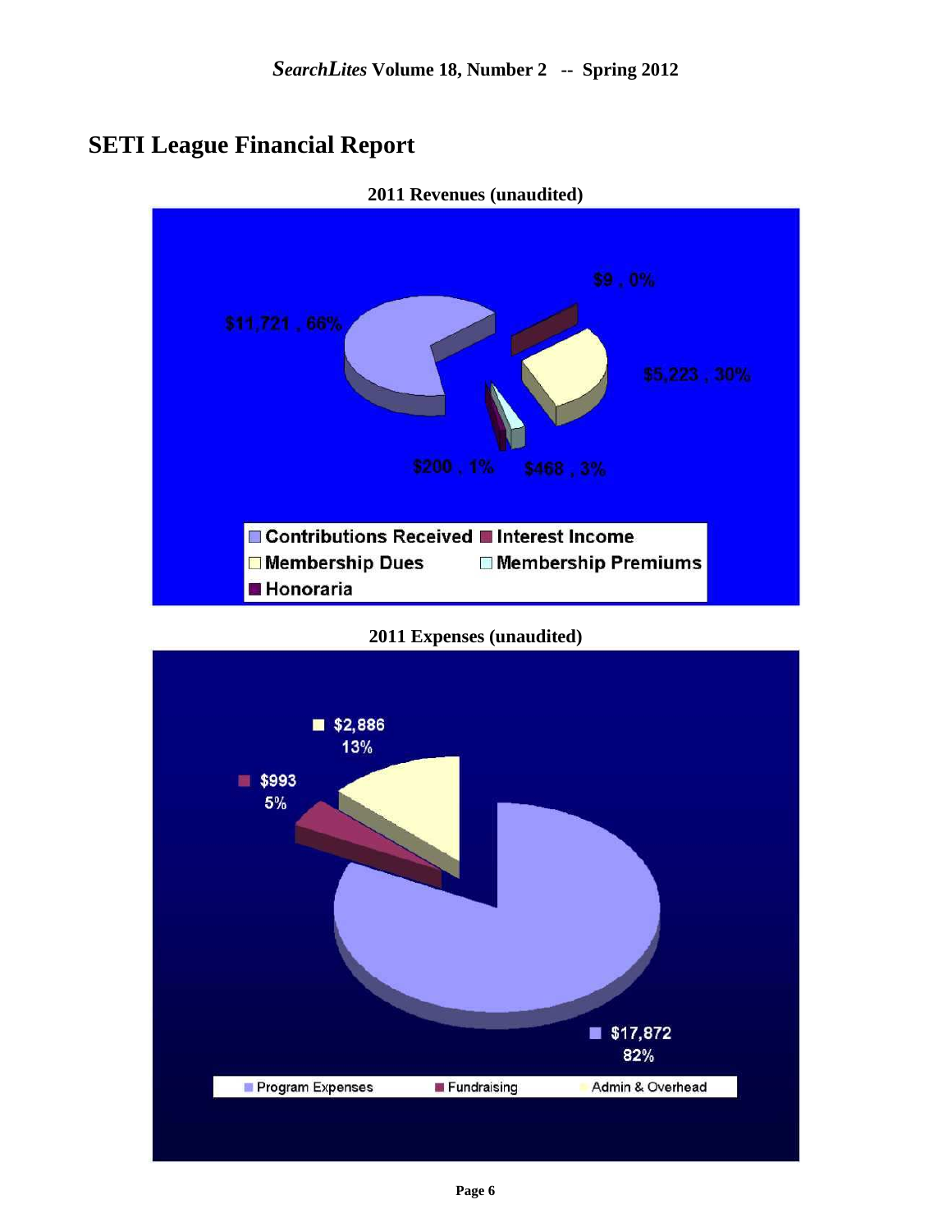## SETI League Financial Report

**2011 Revenues (unaudited)**

$11,721 , 66%

$9 , 0%

$5,223 , 30%

$200 , 1%

$468 , 3%

Contributions Received
Interest Income
Membership Dues
Membership Premiums
Honoraria

**2011 Expenses (unaudited)**

$2,886
13%

$993
5%

$17,872
82%

Program Expenses
Fundraising
Admin & Overhead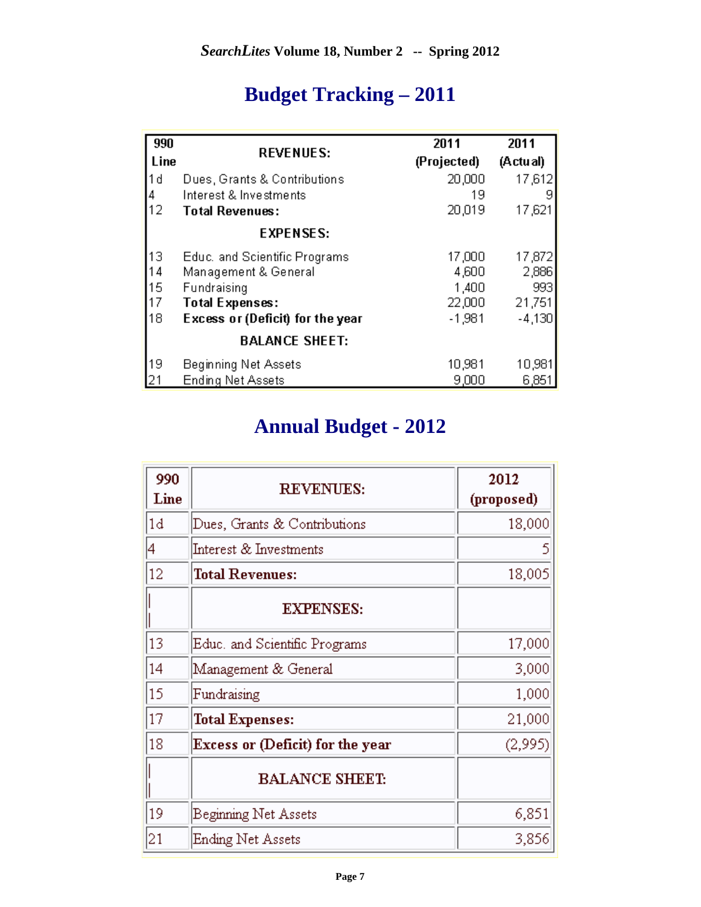# Budget Tracking – 2011

| 990 Line | REVENUES: | 2011 (Projected) | 2011 (Actual) |
|---|---|---|---|
| 1d | Dues, Grants & Contributions | 20,000 | 17,612 |
| 4 | Interest & Investments | 19 | 9 |
| 12 | **Total Revenues:** | 20,019 | 17,621 |
| | **EXPENSES:** | | |
| 13 | Educ. and Scientific Programs | 17,000 | 17,872 |
| 14 | Management & General | 4,600 | 2,886 |
| 15 | Fundraising | 1,400 | 993 |
| 17 | **Total Expenses:** | 22,000 | 21,751 |
| 18 | **Excess or (Deficit) for the year** | -1,981 | -4,130 |
| | **BALANCE SHEET:** | | |
| 19 | Beginning Net Assets | 10,981 | 10,981 |
| 21 | Ending Net Assets | 9,000 | 6,851 |

# Annual Budget - 2012

| 990 Line | REVENUES: | 2012 (proposed) |
|---|---|---|
| 1d | Dues, Grants & Contributions | 18,000 |
| 4 | Interest & Investments | 5 |
| 12 | **Total Revenues:** | 18,005 |
| | **EXPENSES:** | |
| 13 | Educ. and Scientific Programs | 17,000 |
| 14 | Management & General | 3,000 |
| 15 | Fundraising | 1,000 |
| 17 | **Total Expenses:** | 21,000 |
| 18 | **Excess or (Deficit) for the year** | (2,995) |
| | **BALANCE SHEET:** | |
| 19 | Beginning Net Assets | 6,851 |
| 21 | Ending Net Assets | 3,856 |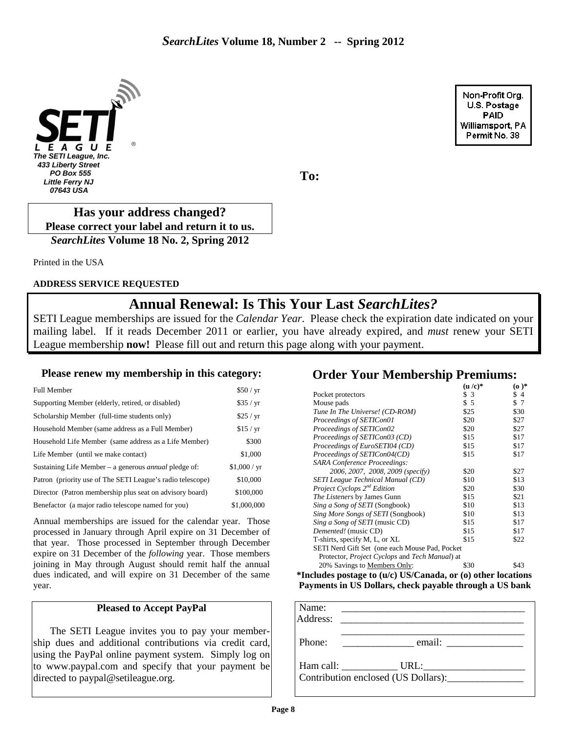The SETI League, Inc.
433 Liberty Street
PO Box 555
Little Ferry NJ
07643 USA

Non-Profit Org.
U.S. Postage
PAID
Williamsport, PA
Permit No. 38

**To:**

**Has your address changed?**
**Please correct your label and return it to us.**
***SearchLites* Volume 18 No. 2, Spring 2012**

Printed in the USA

**ADDRESS SERVICE REQUESTED**

## Annual Renewal: Is This Your Last *SearchLites?*

SETI League memberships are issued for the *Calendar Year*. Please check the expiration date indicated on your mailing label. If it reads December 2011 or earlier, you have already expired, and *must* renew your SETI League membership **now!** Please fill out and return this page along with your payment.

### Please renew my membership in this category:

| | |
|---|---|
| Full Member | $50 / yr |
| Supporting Member (elderly, retired, or disabled) | $35 / yr |
| Scholarship Member (full-time students only) | $25 / yr |
| Household Member (same address as a Full Member) | $15 / yr |
| Household Life Member (same address as a Life Member) | $300 |
| Life Member (until we make contact) | $1,000 |
| Sustaining Life Member – a generous *annual* pledge of: | $1,000 / yr |
| Patron (priority use of The SETI League's radio telescope) | $10,000 |
| Director (Patron membership plus seat on advisory board) | $100,000 |
| Benefactor (a major radio telescope named for you) | $1,000,000 |

Annual memberships are issued for the calendar year. Those processed in January through April expire on 31 December of that year. Those processed in September through December expire on 31 December of the *following* year. Those members joining in May through August should remit half the annual dues indicated, and will expire on 31 December of the same year.

**Pleased to Accept PayPal**

The SETI League invites you to pay your membership dues and additional contributions via credit card, using the PayPal online payment system. Simply log on to www.paypal.com and specify that your payment be directed to paypal@setileague.org.

### Order Your Membership Premiums:

| | (u /c)* | (o )* |
|---|---|---|
| Pocket protectors | $ 3 | $ 4 |
| Mouse pads | $ 5 | $ 7 |
| *Tune In The Universe! (CD-ROM)* | $25 | $30 |
| *Proceedings of SETICon01* | $20 | $27 |
| *Proceedings of SETICon02* | $20 | $27 |
| *Proceedings of SETICon03 (CD)* | $15 | $17 |
| *Proceedings of EuroSETI04 (CD)* | $15 | $17 |
| *Proceedings of SETICon04(CD)* | $15 | $17 |
| *SARA Conference Proceedings: 2006, 2007, 2008, 2009 (specify)* | $20 | $27 |
| *SETI League Technical Manual (CD)* | $10 | $13 |
| *Project Cyclops 2nd Edition* | $20 | $30 |
| *The Listeners* by James Gunn | $15 | $21 |
| *Sing a Song of SETI* (Songbook) | $10 | $13 |
| *Sing More Songs of SETI* (Songbook) | $10 | $13 |
| *Sing a Song of SETI* (music CD) | $15 | $17 |
| *Demented!* (music CD) | $15 | $17 |
| T-shirts, specify M, L, or XL | $15 | $22 |
| SETI Nerd Gift Set (one each Mouse Pad, Pocket Protector, *Project Cyclops* and *Tech Manual*) at 20% Savings to Members Only: | $30 | $43 |

**\*Includes postage to (u/c) US/Canada, or (o) other locations**
**Payments in US Dollars, check payable through a US bank**

Name: ____________________________________
Address: ____________________________________
____________________________________
Phone: ______________ email: _______________

Ham call: ___________ URL:____________________
Contribution enclosed (US Dollars):_______________